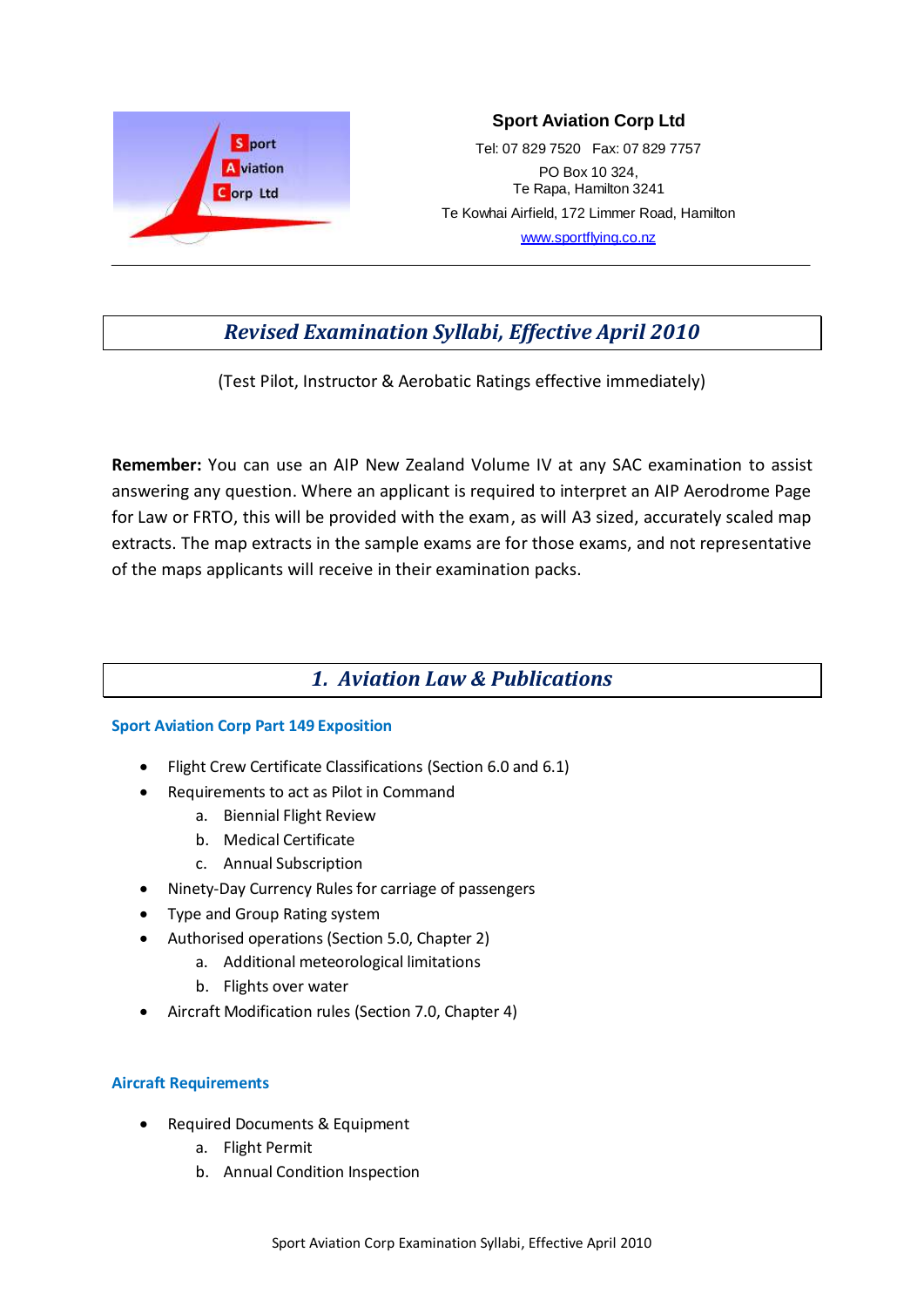**Sport Aviation Corp Ltd**

Tel: 07 829 7520 Fax: 07 829 7757

PO Box 10 324,
Te Rapa, Hamilton 3241

Te Kowhai Airfield, 172 Limmer Road, Hamilton

www.sportflying.co.nz

---

# *Revised Examination Syllabi, Effective April 2010*

(Test Pilot, Instructor & Aerobatic Ratings effective immediately)

**Remember:** You can use an AIP New Zealand Volume IV at any SAC examination to assist answering any question. Where an applicant is required to interpret an AIP Aerodrome Page for Law or FRTO, this will be provided with the exam, as will A3 sized, accurately scaled map extracts. The map extracts in the sample exams are for those exams, and not representative of the maps applicants will receive in their examination packs.

## *1. Aviation Law & Publications*

### Sport Aviation Corp Part 149 Exposition

- Flight Crew Certificate Classifications (Section 6.0 and 6.1)
- Requirements to act as Pilot in Command
    a. Biennial Flight Review
    b. Medical Certificate
    c. Annual Subscription
- Ninety-Day Currency Rules for carriage of passengers
- Type and Group Rating system
- Authorised operations (Section 5.0, Chapter 2)
    a. Additional meteorological limitations
    b. Flights over water
- Aircraft Modification rules (Section 7.0, Chapter 4)

### Aircraft Requirements

- Required Documents & Equipment
    a. Flight Permit
    b. Annual Condition Inspection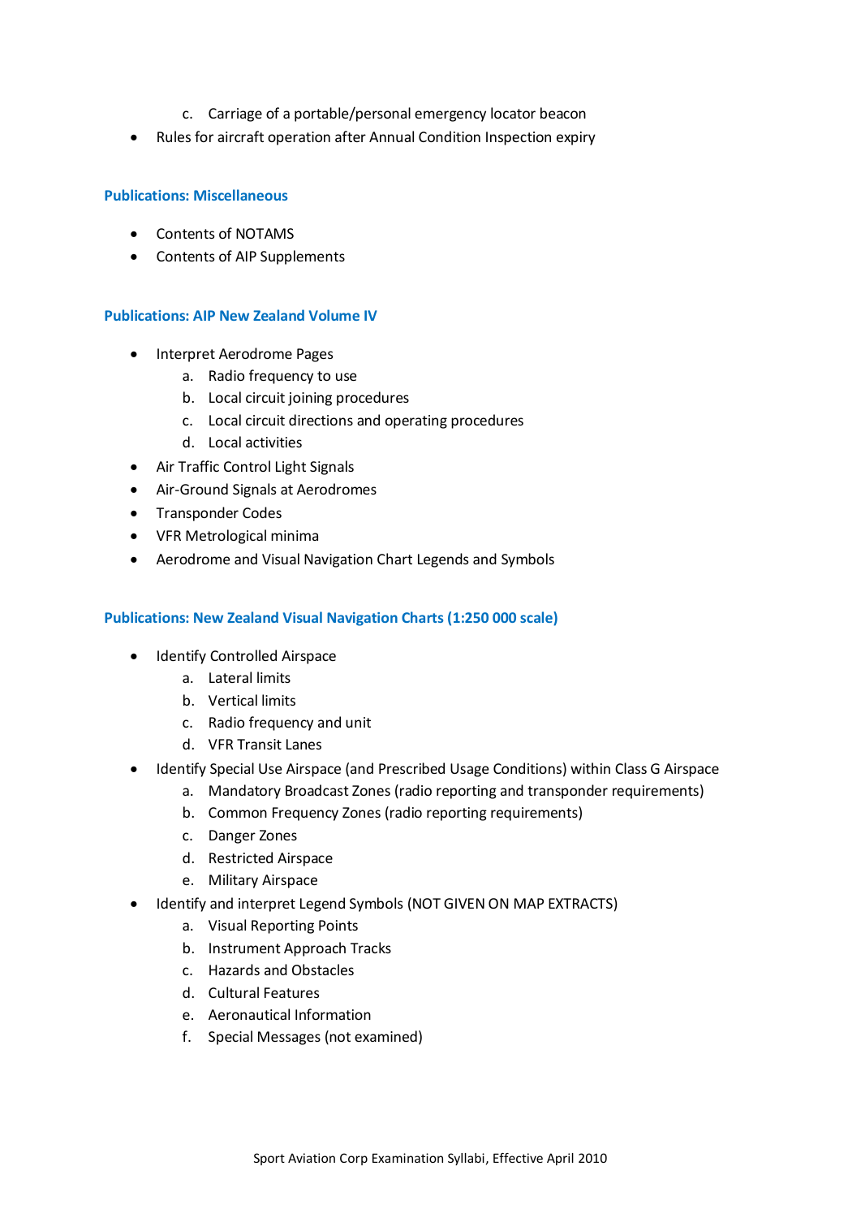c. Carriage of a portable/personal emergency locator beacon

- Rules for aircraft operation after Annual Condition Inspection expiry

### Publications: Miscellaneous

- Contents of NOTAMS
- Contents of AIP Supplements

### Publications: AIP New Zealand Volume IV

- Interpret Aerodrome Pages
   a. Radio frequency to use
   b. Local circuit joining procedures
   c. Local circuit directions and operating procedures
   d. Local activities
- Air Traffic Control Light Signals
- Air-Ground Signals at Aerodromes
- Transponder Codes
- VFR Metrological minima
- Aerodrome and Visual Navigation Chart Legends and Symbols

### Publications: New Zealand Visual Navigation Charts (1:250 000 scale)

- Identify Controlled Airspace
   a. Lateral limits
   b. Vertical limits
   c. Radio frequency and unit
   d. VFR Transit Lanes
- Identify Special Use Airspace (and Prescribed Usage Conditions) within Class G Airspace
   a. Mandatory Broadcast Zones (radio reporting and transponder requirements)
   b. Common Frequency Zones (radio reporting requirements)
   c. Danger Zones
   d. Restricted Airspace
   e. Military Airspace
- Identify and interpret Legend Symbols (NOT GIVEN ON MAP EXTRACTS)
   a. Visual Reporting Points
   b. Instrument Approach Tracks
   c. Hazards and Obstacles
   d. Cultural Features
   e. Aeronautical Information
   f. Special Messages (not examined)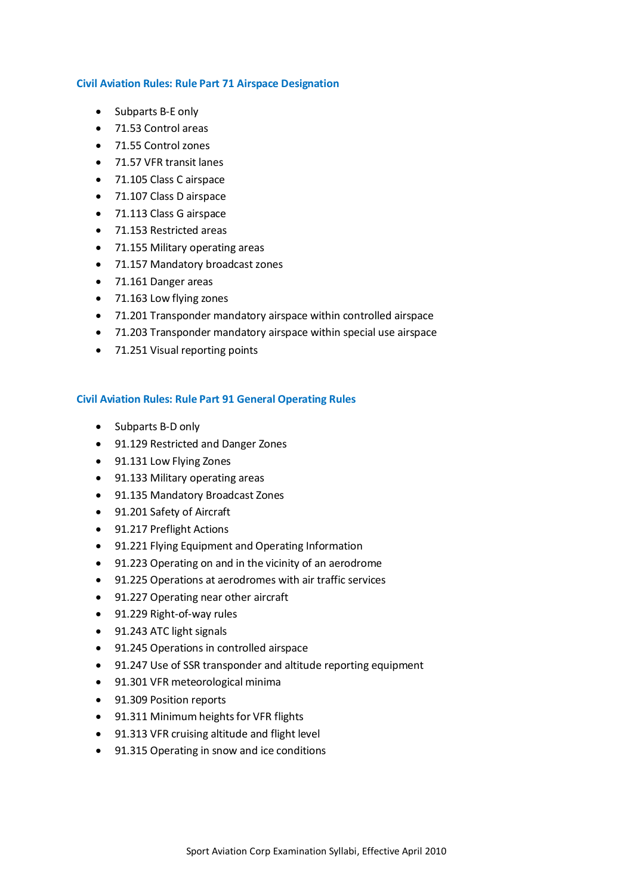### Civil Aviation Rules: Rule Part 71 Airspace Designation

- Subparts B-E only
- 71.53 Control areas
- 71.55 Control zones
- 71.57 VFR transit lanes
- 71.105 Class C airspace
- 71.107 Class D airspace
- 71.113 Class G airspace
- 71.153 Restricted areas
- 71.155 Military operating areas
- 71.157 Mandatory broadcast zones
- 71.161 Danger areas
- 71.163 Low flying zones
- 71.201 Transponder mandatory airspace within controlled airspace
- 71.203 Transponder mandatory airspace within special use airspace
- 71.251 Visual reporting points

### Civil Aviation Rules: Rule Part 91 General Operating Rules

- Subparts B-D only
- 91.129 Restricted and Danger Zones
- 91.131 Low Flying Zones
- 91.133 Military operating areas
- 91.135 Mandatory Broadcast Zones
- 91.201 Safety of Aircraft
- 91.217 Preflight Actions
- 91.221 Flying Equipment and Operating Information
- 91.223 Operating on and in the vicinity of an aerodrome
- 91.225 Operations at aerodromes with air traffic services
- 91.227 Operating near other aircraft
- 91.229 Right-of-way rules
- 91.243 ATC light signals
- 91.245 Operations in controlled airspace
- 91.247 Use of SSR transponder and altitude reporting equipment
- 91.301 VFR meteorological minima
- 91.309 Position reports
- 91.311 Minimum heights for VFR flights
- 91.313 VFR cruising altitude and flight level
- 91.315 Operating in snow and ice conditions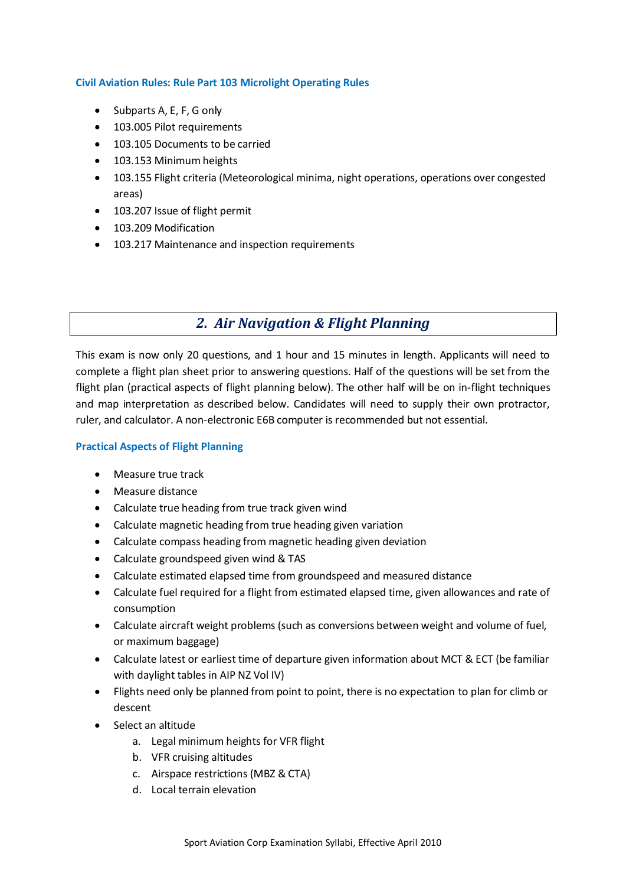### Civil Aviation Rules: Rule Part 103 Microlight Operating Rules

- Subparts A, E, F, G only
- 103.005 Pilot requirements
- 103.105 Documents to be carried
- 103.153 Minimum heights
- 103.155 Flight criteria (Meteorological minima, night operations, operations over congested areas)
- 103.207 Issue of flight permit
- 103.209 Modification
- 103.217 Maintenance and inspection requirements

## *2. Air Navigation & Flight Planning*

This exam is now only 20 questions, and 1 hour and 15 minutes in length. Applicants will need to complete a flight plan sheet prior to answering questions. Half of the questions will be set from the flight plan (practical aspects of flight planning below). The other half will be on in-flight techniques and map interpretation as described below. Candidates will need to supply their own protractor, ruler, and calculator. A non-electronic E6B computer is recommended but not essential.

### Practical Aspects of Flight Planning

- Measure true track
- Measure distance
- Calculate true heading from true track given wind
- Calculate magnetic heading from true heading given variation
- Calculate compass heading from magnetic heading given deviation
- Calculate groundspeed given wind & TAS
- Calculate estimated elapsed time from groundspeed and measured distance
- Calculate fuel required for a flight from estimated elapsed time, given allowances and rate of consumption
- Calculate aircraft weight problems (such as conversions between weight and volume of fuel, or maximum baggage)
- Calculate latest or earliest time of departure given information about MCT & ECT (be familiar with daylight tables in AIP NZ Vol IV)
- Flights need only be planned from point to point, there is no expectation to plan for climb or descent
- Select an altitude
    a. Legal minimum heights for VFR flight
    b. VFR cruising altitudes
    c. Airspace restrictions (MBZ & CTA)
    d. Local terrain elevation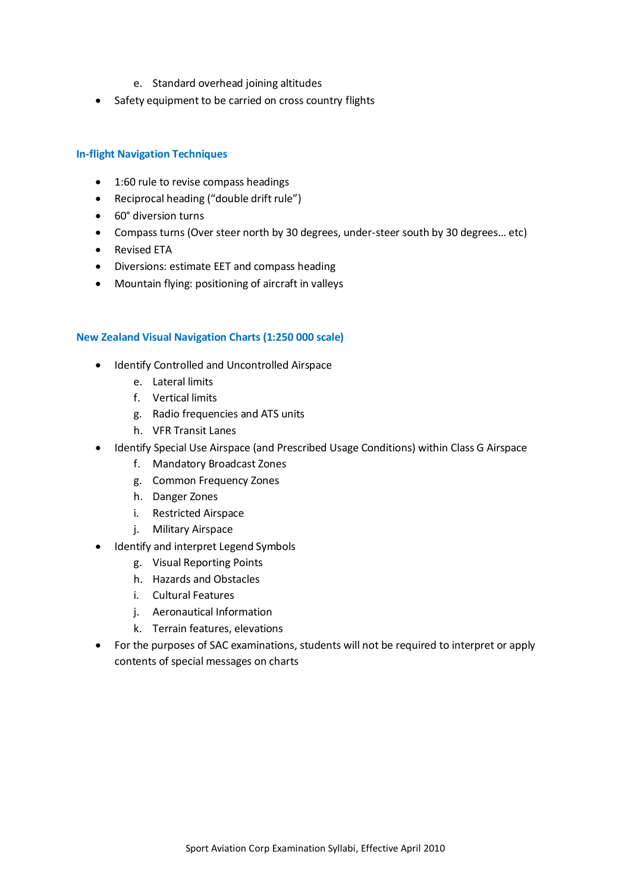e. Standard overhead joining altitudes

- Safety equipment to be carried on cross country flights

### In-flight Navigation Techniques

- 1:60 rule to revise compass headings
- Reciprocal heading ("double drift rule")
- 60° diversion turns
- Compass turns (Over steer north by 30 degrees, under-steer south by 30 degrees… etc)
- Revised ETA
- Diversions: estimate EET and compass heading
- Mountain flying: positioning of aircraft in valleys

### New Zealand Visual Navigation Charts (1:250 000 scale)

- Identify Controlled and Uncontrolled Airspace
  - e. Lateral limits
  - f. Vertical limits
  - g. Radio frequencies and ATS units
  - h. VFR Transit Lanes
- Identify Special Use Airspace (and Prescribed Usage Conditions) within Class G Airspace
  - f. Mandatory Broadcast Zones
  - g. Common Frequency Zones
  - h. Danger Zones
  - i. Restricted Airspace
  - j. Military Airspace
- Identify and interpret Legend Symbols
  - g. Visual Reporting Points
  - h. Hazards and Obstacles
  - i. Cultural Features
  - j. Aeronautical Information
  - k. Terrain features, elevations
- For the purposes of SAC examinations, students will not be required to interpret or apply contents of special messages on charts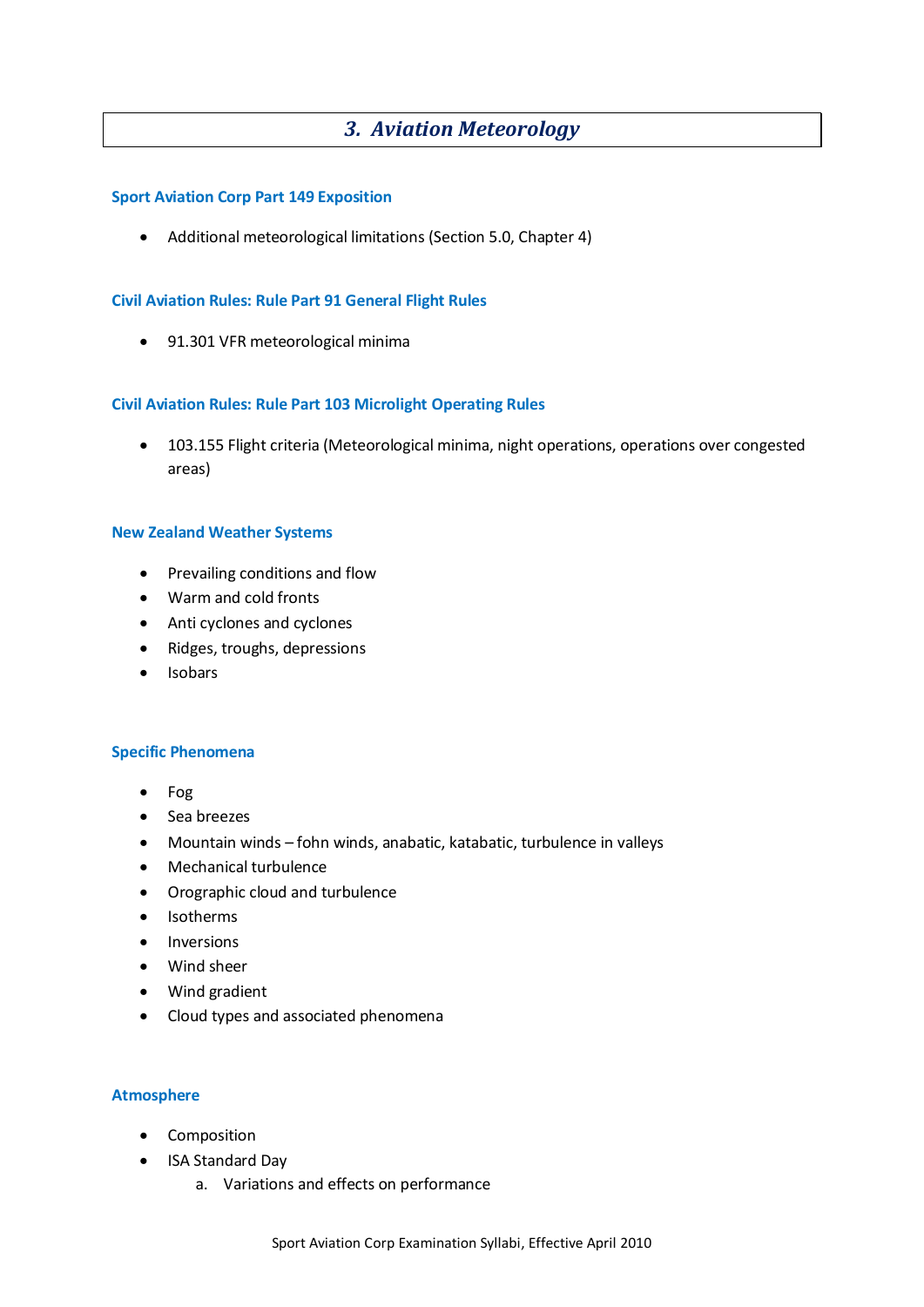# 3. Aviation Meteorology

### Sport Aviation Corp Part 149 Exposition

- Additional meteorological limitations (Section 5.0, Chapter 4)

### Civil Aviation Rules: Rule Part 91 General Flight Rules

- 91.301 VFR meteorological minima

### Civil Aviation Rules: Rule Part 103 Microlight Operating Rules

- 103.155 Flight criteria (Meteorological minima, night operations, operations over congested areas)

### New Zealand Weather Systems

- Prevailing conditions and flow
- Warm and cold fronts
- Anti cyclones and cyclones
- Ridges, troughs, depressions
- Isobars

### Specific Phenomena

- Fog
- Sea breezes
- Mountain winds – fohn winds, anabatic, katabatic, turbulence in valleys
- Mechanical turbulence
- Orographic cloud and turbulence
- Isotherms
- Inversions
- Wind sheer
- Wind gradient
- Cloud types and associated phenomena

### Atmosphere

- Composition
- ISA Standard Day
    a. Variations and effects on performance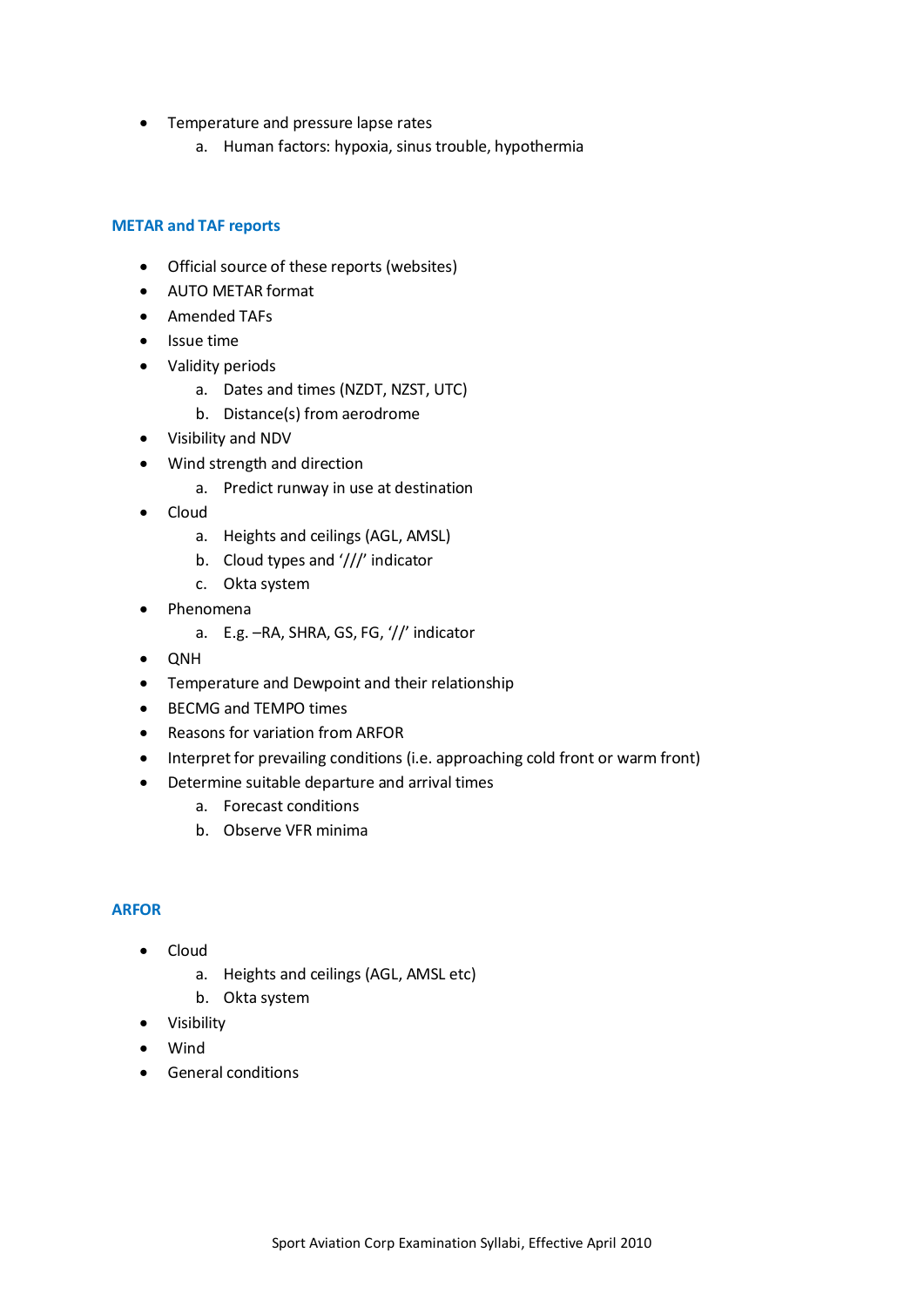- Temperature and pressure lapse rates
    a. Human factors: hypoxia, sinus trouble, hypothermia

## METAR and TAF reports

- Official source of these reports (websites)
- AUTO METAR format
- Amended TAFs
- Issue time
- Validity periods
    a. Dates and times (NZDT, NZST, UTC)
    b. Distance(s) from aerodrome
- Visibility and NDV
- Wind strength and direction
    a. Predict runway in use at destination
- Cloud
    a. Heights and ceilings (AGL, AMSL)
    b. Cloud types and '///' indicator
    c. Okta system
- Phenomena
    a. E.g. –RA, SHRA, GS, FG, '//' indicator
- QNH
- Temperature and Dewpoint and their relationship
- BECMG and TEMPO times
- Reasons for variation from ARFOR
- Interpret for prevailing conditions (i.e. approaching cold front or warm front)
- Determine suitable departure and arrival times
    a. Forecast conditions
    b. Observe VFR minima

## ARFOR

- Cloud
    a. Heights and ceilings (AGL, AMSL etc)
    b. Okta system
- Visibility
- Wind
- General conditions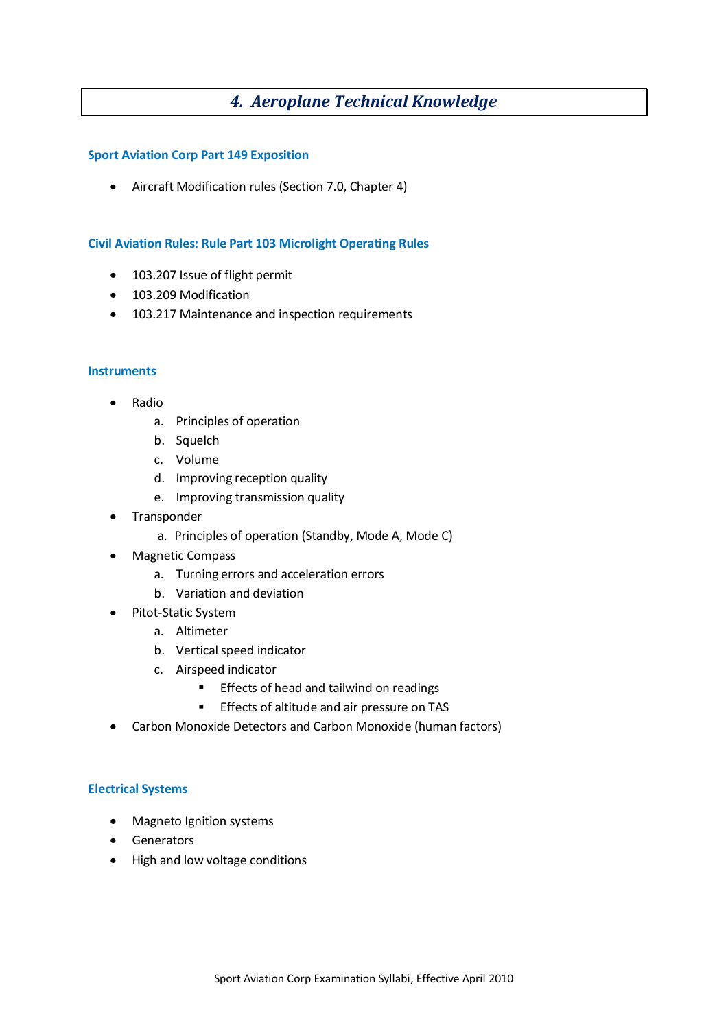# 4. Aeroplane Technical Knowledge

## Sport Aviation Corp Part 149 Exposition

- Aircraft Modification rules (Section 7.0, Chapter 4)

## Civil Aviation Rules: Rule Part 103 Microlight Operating Rules

- 103.207 Issue of flight permit
- 103.209 Modification
- 103.217 Maintenance and inspection requirements

## Instruments

- Radio
    a. Principles of operation
    b. Squelch
    c. Volume
    d. Improving reception quality
    e. Improving transmission quality
- Transponder
    a. Principles of operation (Standby, Mode A, Mode C)
- Magnetic Compass
    a. Turning errors and acceleration errors
    b. Variation and deviation
- Pitot-Static System
    a. Altimeter
    b. Vertical speed indicator
    c. Airspeed indicator
        - Effects of head and tailwind on readings
        - Effects of altitude and air pressure on TAS
- Carbon Monoxide Detectors and Carbon Monoxide (human factors)

## Electrical Systems

- Magneto Ignition systems
- Generators
- High and low voltage conditions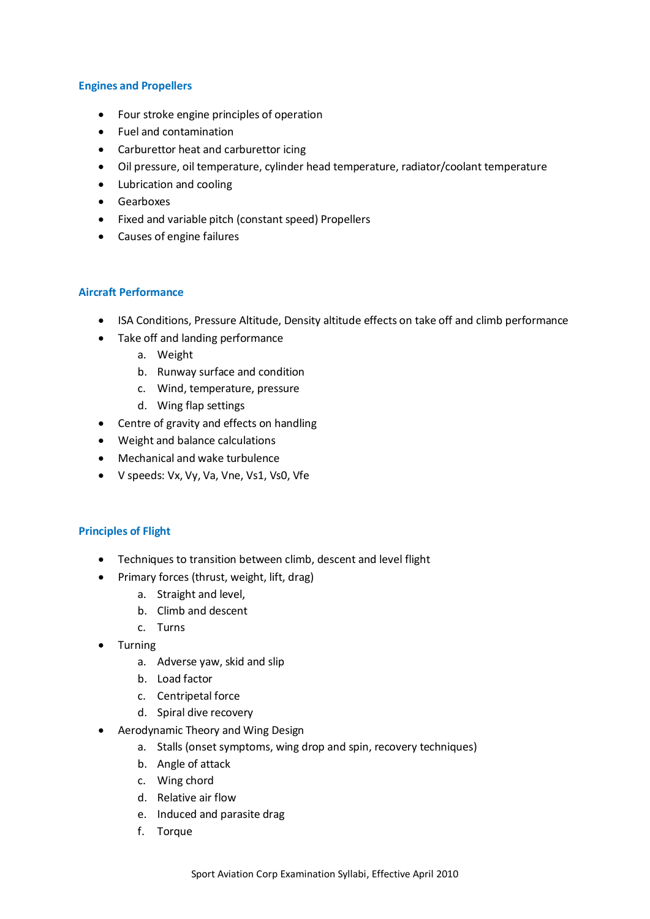## Engines and Propellers

- Four stroke engine principles of operation
- Fuel and contamination
- Carburettor heat and carburettor icing
- Oil pressure, oil temperature, cylinder head temperature, radiator/coolant temperature
- Lubrication and cooling
- Gearboxes
- Fixed and variable pitch (constant speed) Propellers
- Causes of engine failures

## Aircraft Performance

- ISA Conditions, Pressure Altitude, Density altitude effects on take off and climb performance
- Take off and landing performance
    a. Weight
    b. Runway surface and condition
    c. Wind, temperature, pressure
    d. Wing flap settings
- Centre of gravity and effects on handling
- Weight and balance calculations
- Mechanical and wake turbulence
- V speeds: Vx, Vy, Va, Vne, Vs1, Vs0, Vfe

## Principles of Flight

- Techniques to transition between climb, descent and level flight
- Primary forces (thrust, weight, lift, drag)
    a. Straight and level,
    b. Climb and descent
    c. Turns
- Turning
    a. Adverse yaw, skid and slip
    b. Load factor
    c. Centripetal force
    d. Spiral dive recovery
- Aerodynamic Theory and Wing Design
    a. Stalls (onset symptoms, wing drop and spin, recovery techniques)
    b. Angle of attack
    c. Wing chord
    d. Relative air flow
    e. Induced and parasite drag
    f. Torque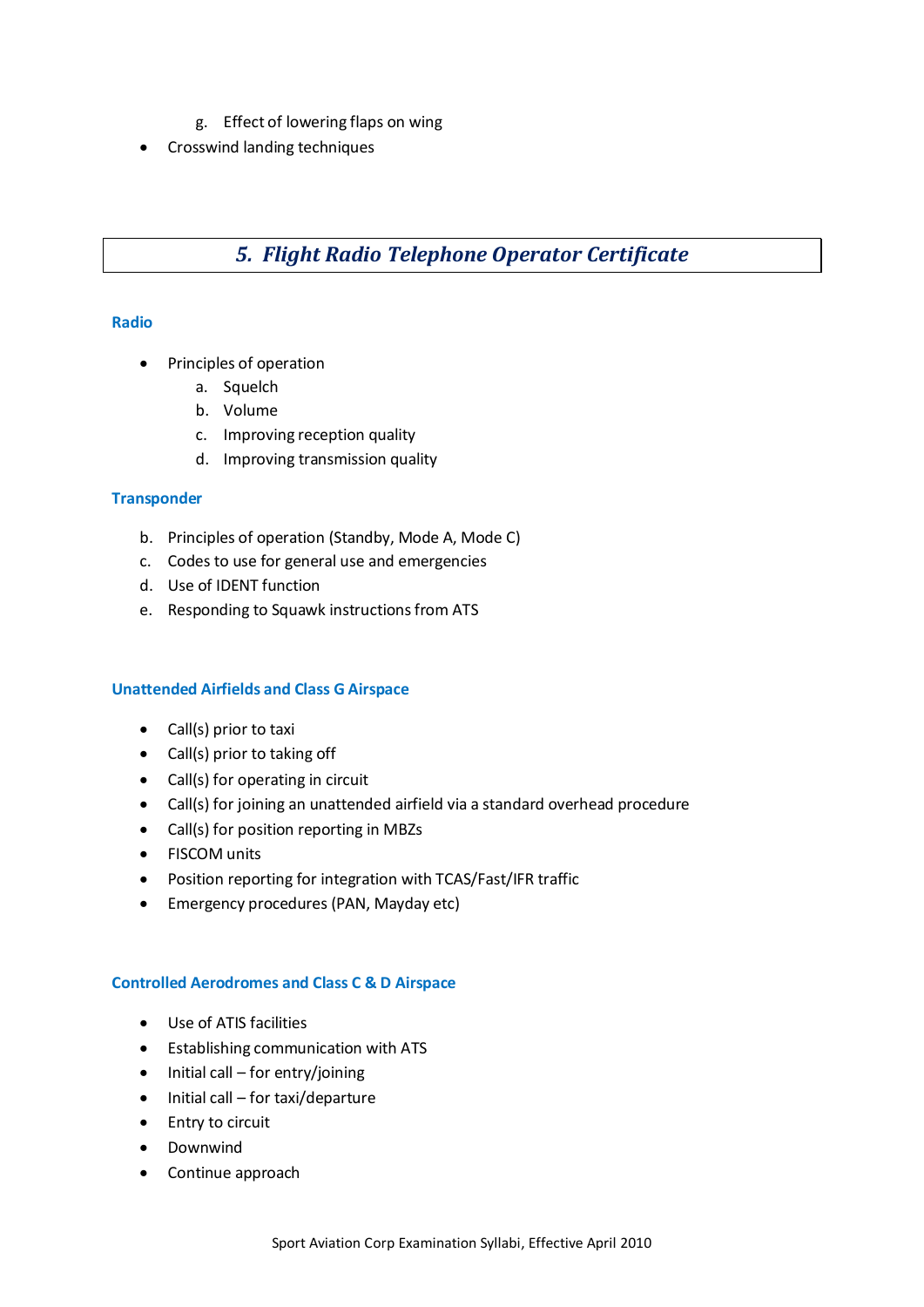g. Effect of lowering flaps on wing

- Crosswind landing techniques

## 5. Flight Radio Telephone Operator Certificate

### Radio

- Principles of operation
   a. Squelch
   b. Volume
   c. Improving reception quality
   d. Improving transmission quality

### Transponder

b. Principles of operation (Standby, Mode A, Mode C)
c. Codes to use for general use and emergencies
d. Use of IDENT function
e. Responding to Squawk instructions from ATS

### Unattended Airfields and Class G Airspace

- Call(s) prior to taxi
- Call(s) prior to taking off
- Call(s) for operating in circuit
- Call(s) for joining an unattended airfield via a standard overhead procedure
- Call(s) for position reporting in MBZs
- FISCOM units
- Position reporting for integration with TCAS/Fast/IFR traffic
- Emergency procedures (PAN, Mayday etc)

### Controlled Aerodromes and Class C & D Airspace

- Use of ATIS facilities
- Establishing communication with ATS
- Initial call – for entry/joining
- Initial call – for taxi/departure
- Entry to circuit
- Downwind
- Continue approach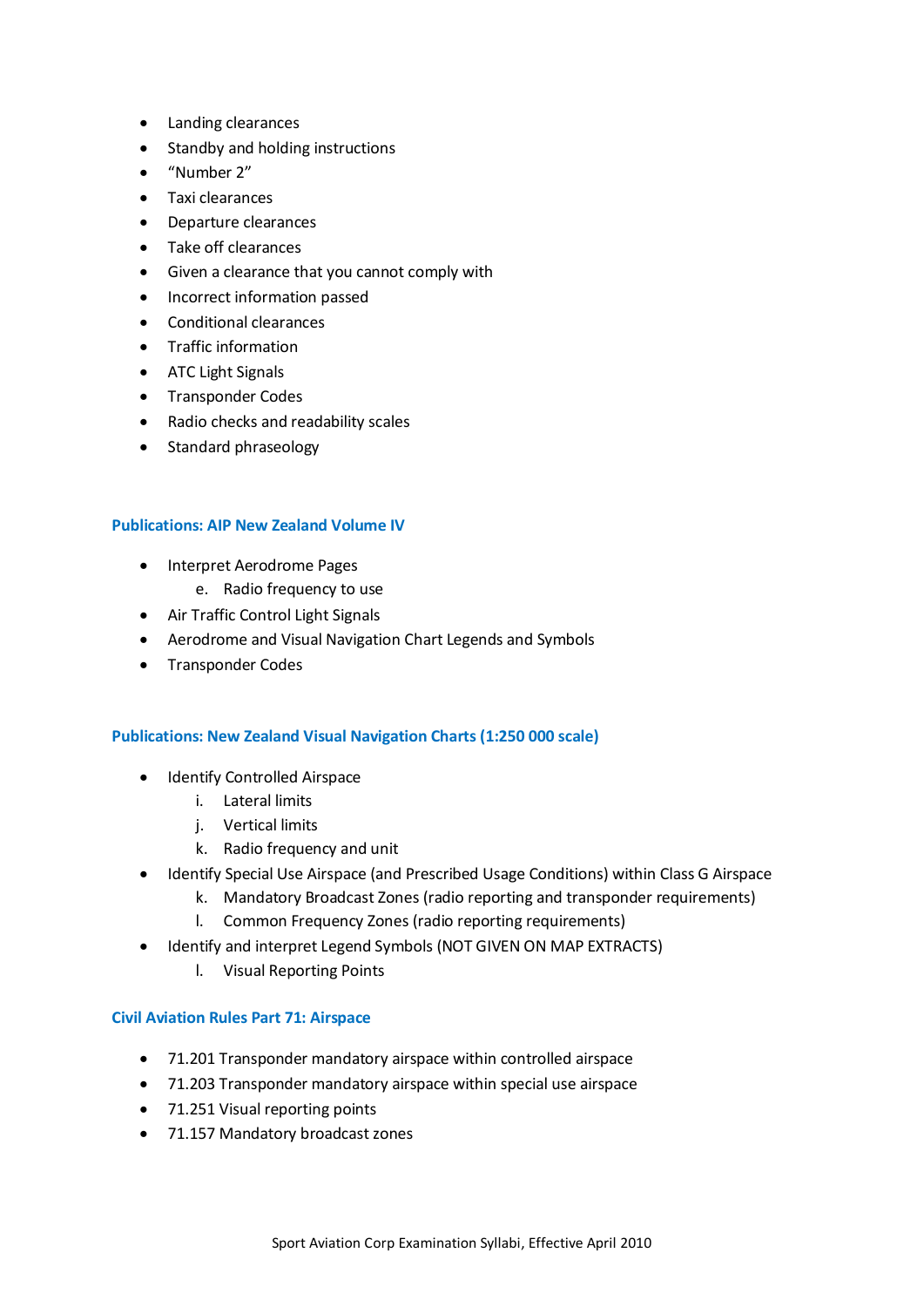- Landing clearances
- Standby and holding instructions
- "Number 2"
- Taxi clearances
- Departure clearances
- Take off clearances
- Given a clearance that you cannot comply with
- Incorrect information passed
- Conditional clearances
- Traffic information
- ATC Light Signals
- Transponder Codes
- Radio checks and readability scales
- Standard phraseology

### Publications: AIP New Zealand Volume IV

- Interpret Aerodrome Pages
    - e. Radio frequency to use
- Air Traffic Control Light Signals
- Aerodrome and Visual Navigation Chart Legends and Symbols
- Transponder Codes

### Publications: New Zealand Visual Navigation Charts (1:250 000 scale)

- Identify Controlled Airspace
    - i. Lateral limits
    - j. Vertical limits
    - k. Radio frequency and unit
- Identify Special Use Airspace (and Prescribed Usage Conditions) within Class G Airspace
    - k. Mandatory Broadcast Zones (radio reporting and transponder requirements)
    - l. Common Frequency Zones (radio reporting requirements)
- Identify and interpret Legend Symbols (NOT GIVEN ON MAP EXTRACTS)
    - l. Visual Reporting Points

### Civil Aviation Rules Part 71: Airspace

- 71.201 Transponder mandatory airspace within controlled airspace
- 71.203 Transponder mandatory airspace within special use airspace
- 71.251 Visual reporting points
- 71.157 Mandatory broadcast zones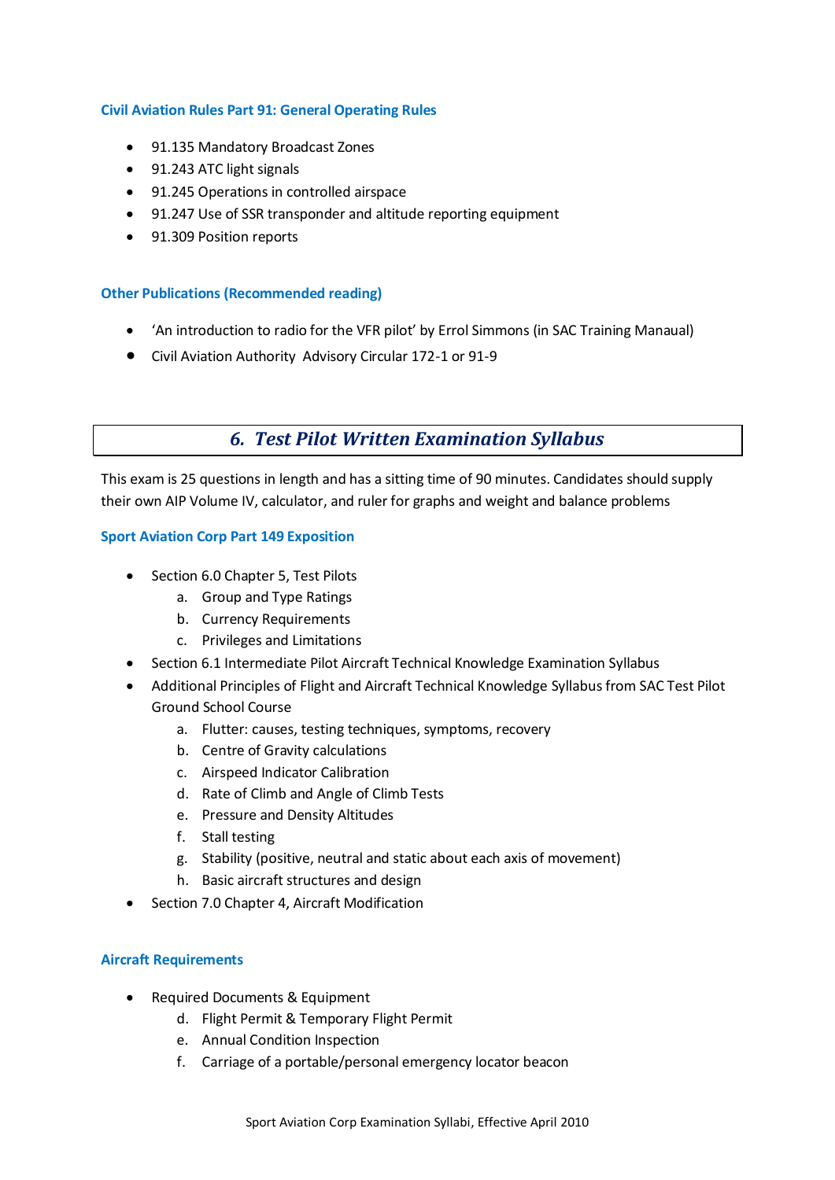### Civil Aviation Rules Part 91: General Operating Rules

- 91.135 Mandatory Broadcast Zones
- 91.243 ATC light signals
- 91.245 Operations in controlled airspace
- 91.247 Use of SSR transponder and altitude reporting equipment
- 91.309 Position reports

### Other Publications (Recommended reading)

- 'An introduction to radio for the VFR pilot' by Errol Simmons (in SAC Training Manaual)
- Civil Aviation Authority Advisory Circular 172-1 or 91-9

## *6. Test Pilot Written Examination Syllabus*

This exam is 25 questions in length and has a sitting time of 90 minutes. Candidates should supply their own AIP Volume IV, calculator, and ruler for graphs and weight and balance problems

### Sport Aviation Corp Part 149 Exposition

- Section 6.0 Chapter 5, Test Pilots
    a. Group and Type Ratings
    b. Currency Requirements
    c. Privileges and Limitations
- Section 6.1 Intermediate Pilot Aircraft Technical Knowledge Examination Syllabus
- Additional Principles of Flight and Aircraft Technical Knowledge Syllabus from SAC Test Pilot Ground School Course
    a. Flutter: causes, testing techniques, symptoms, recovery
    b. Centre of Gravity calculations
    c. Airspeed Indicator Calibration
    d. Rate of Climb and Angle of Climb Tests
    e. Pressure and Density Altitudes
    f. Stall testing
    g. Stability (positive, neutral and static about each axis of movement)
    h. Basic aircraft structures and design
- Section 7.0 Chapter 4, Aircraft Modification

### Aircraft Requirements

- Required Documents & Equipment
    d. Flight Permit & Temporary Flight Permit
    e. Annual Condition Inspection
    f. Carriage of a portable/personal emergency locator beacon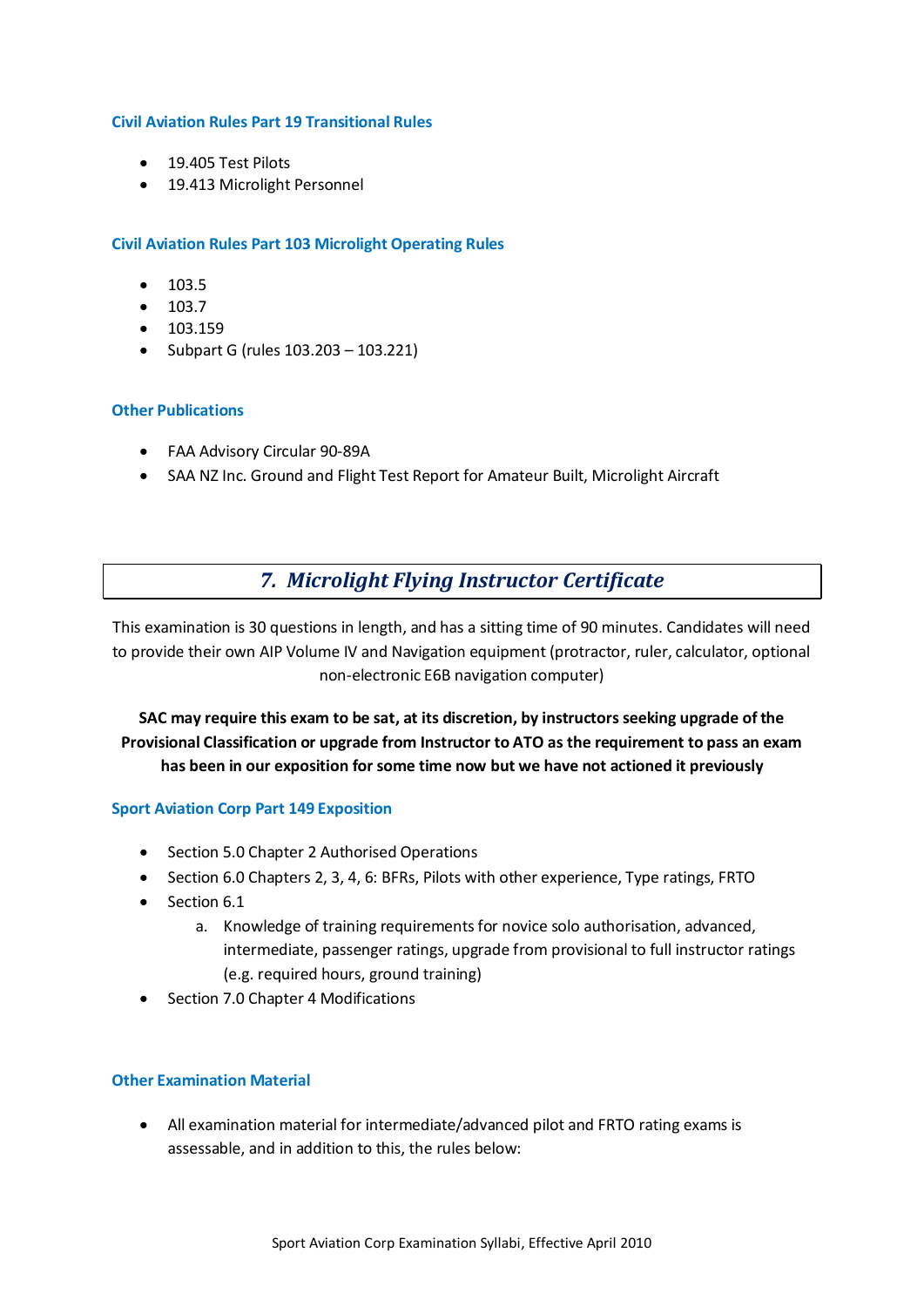### Civil Aviation Rules Part 19 Transitional Rules

- 19.405 Test Pilots
- 19.413 Microlight Personnel

### Civil Aviation Rules Part 103 Microlight Operating Rules

- 103.5
- 103.7
- 103.159
- Subpart G (rules 103.203 – 103.221)

### Other Publications

- FAA Advisory Circular 90-89A
- SAA NZ Inc. Ground and Flight Test Report for Amateur Built, Microlight Aircraft

## *7. Microlight Flying Instructor Certificate*

This examination is 30 questions in length, and has a sitting time of 90 minutes. Candidates will need to provide their own AIP Volume IV and Navigation equipment (protractor, ruler, calculator, optional non-electronic E6B navigation computer)

**SAC may require this exam to be sat, at its discretion, by instructors seeking upgrade of the Provisional Classification or upgrade from Instructor to ATO as the requirement to pass an exam has been in our exposition for some time now but we have not actioned it previously**

### Sport Aviation Corp Part 149 Exposition

- Section 5.0 Chapter 2 Authorised Operations
- Section 6.0 Chapters 2, 3, 4, 6: BFRs, Pilots with other experience, Type ratings, FRTO
- Section 6.1
  a. Knowledge of training requirements for novice solo authorisation, advanced, intermediate, passenger ratings, upgrade from provisional to full instructor ratings (e.g. required hours, ground training)
- Section 7.0 Chapter 4 Modifications

### Other Examination Material

- All examination material for intermediate/advanced pilot and FRTO rating exams is assessable, and in addition to this, the rules below: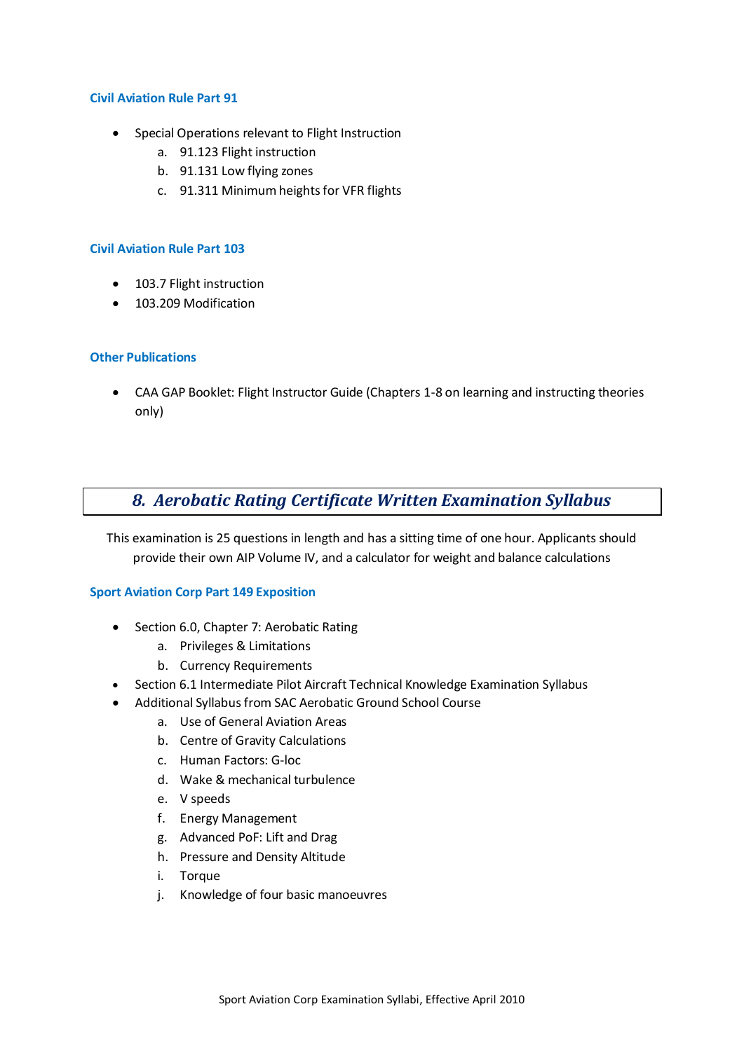### Civil Aviation Rule Part 91

- Special Operations relevant to Flight Instruction
    a. 91.123 Flight instruction
    b. 91.131 Low flying zones
    c. 91.311 Minimum heights for VFR flights

### Civil Aviation Rule Part 103

- 103.7 Flight instruction
- 103.209 Modification

### Other Publications

- CAA GAP Booklet: Flight Instructor Guide (Chapters 1-8 on learning and instructing theories only)

## *8. Aerobatic Rating Certificate Written Examination Syllabus*

This examination is 25 questions in length and has a sitting time of one hour. Applicants should provide their own AIP Volume IV, and a calculator for weight and balance calculations

### Sport Aviation Corp Part 149 Exposition

- Section 6.0, Chapter 7: Aerobatic Rating
    a. Privileges & Limitations
    b. Currency Requirements
- Section 6.1 Intermediate Pilot Aircraft Technical Knowledge Examination Syllabus
- Additional Syllabus from SAC Aerobatic Ground School Course
    a. Use of General Aviation Areas
    b. Centre of Gravity Calculations
    c. Human Factors: G-loc
    d. Wake & mechanical turbulence
    e. V speeds
    f. Energy Management
    g. Advanced PoF: Lift and Drag
    h. Pressure and Density Altitude
    i. Torque
    j. Knowledge of four basic manoeuvres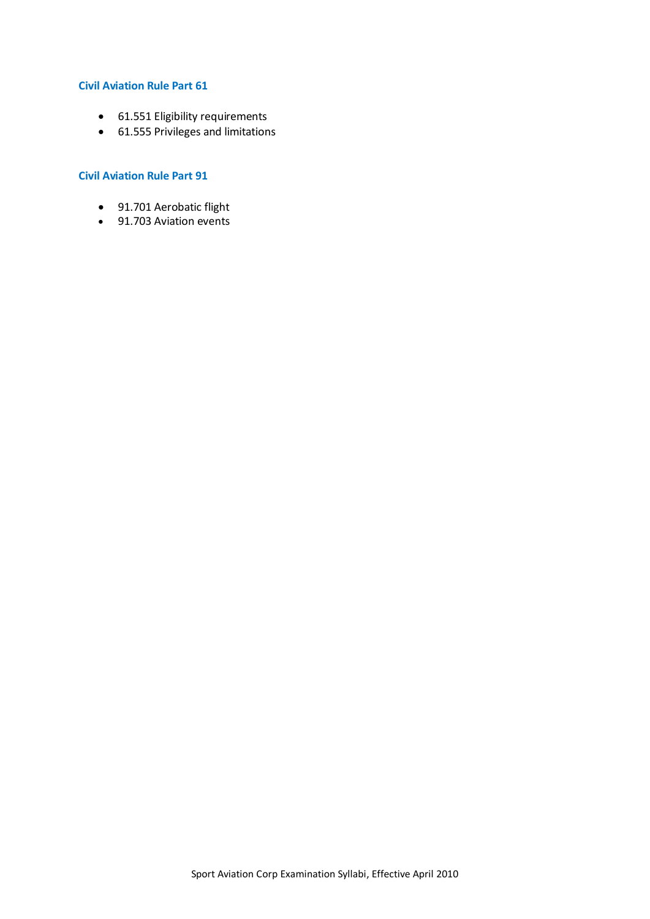### Civil Aviation Rule Part 61

- 61.551 Eligibility requirements
- 61.555 Privileges and limitations

### Civil Aviation Rule Part 91

- 91.701 Aerobatic flight
- 91.703 Aviation events